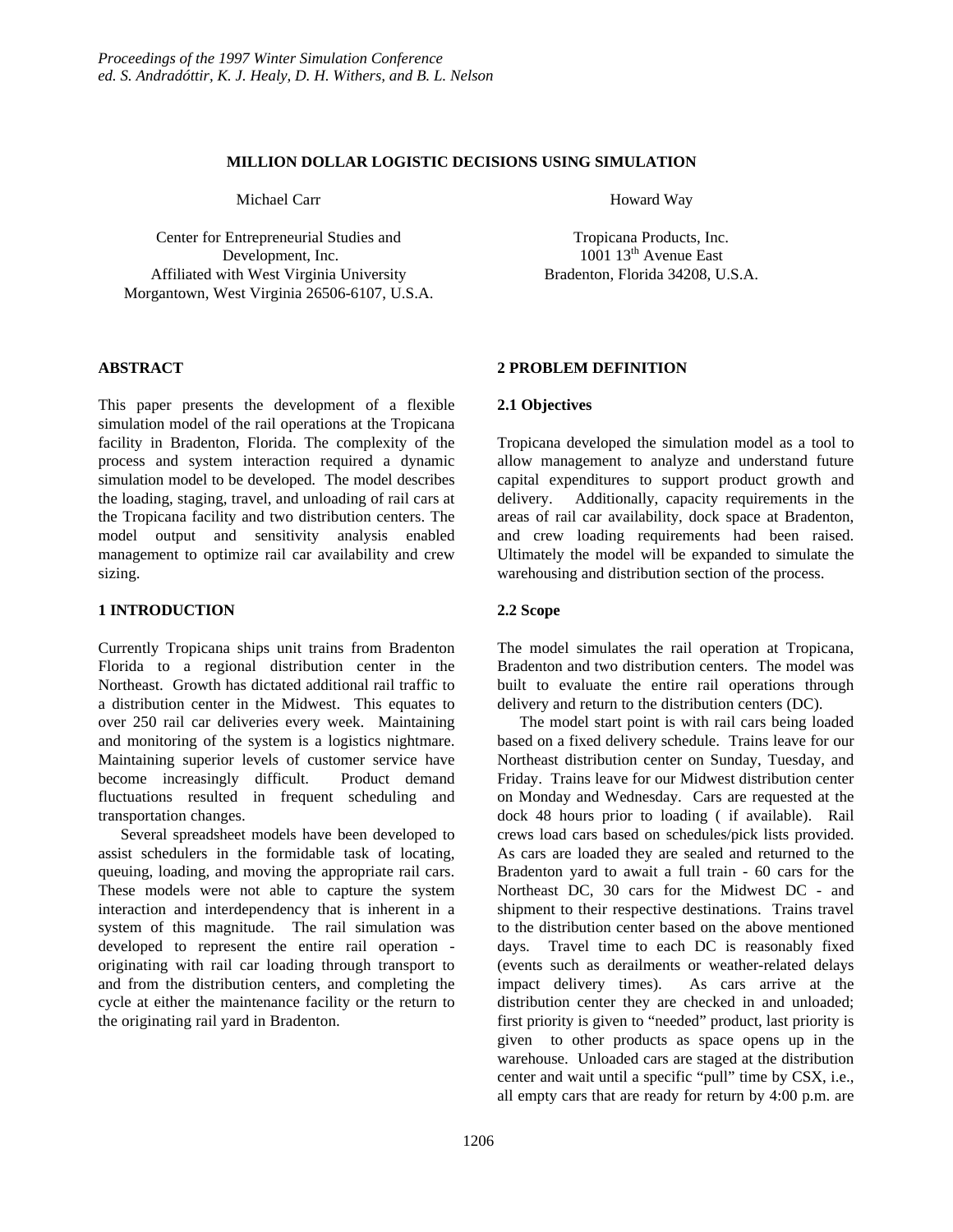# MILLION DOLLAR LOGISTIC DECISIONS USING SIMULATION

Michael Carr

Center for Entrepreneurial Studies and Development, Inc.
Affiliated with West Virginia University
Morgantown, West Virginia 26506-6107, U.S.A.

Howard Way

Tropicana Products, Inc.
1001 13th Avenue East
Bradenton, Florida 34208, U.S.A.

## ABSTRACT

This paper presents the development of a flexible simulation model of the rail operations at the Tropicana facility in Bradenton, Florida. The complexity of the process and system interaction required a dynamic simulation model to be developed. The model describes the loading, staging, travel, and unloading of rail cars at the Tropicana facility and two distribution centers. The model output and sensitivity analysis enabled management to optimize rail car availability and crew sizing.

## 1 INTRODUCTION

Currently Tropicana ships unit trains from Bradenton Florida to a regional distribution center in the Northeast. Growth has dictated additional rail traffic to a distribution center in the Midwest. This equates to over 250 rail car deliveries every week. Maintaining and monitoring of the system is a logistics nightmare. Maintaining superior levels of customer service have become increasingly difficult. Product demand fluctuations resulted in frequent scheduling and transportation changes.

Several spreadsheet models have been developed to assist schedulers in the formidable task of locating, queuing, loading, and moving the appropriate rail cars. These models were not able to capture the system interaction and interdependency that is inherent in a system of this magnitude. The rail simulation was developed to represent the entire rail operation - originating with rail car loading through transport to and from the distribution centers, and completing the cycle at either the maintenance facility or the return to the originating rail yard in Bradenton.

## 2 PROBLEM DEFINITION

### 2.1 Objectives

Tropicana developed the simulation model as a tool to allow management to analyze and understand future capital expenditures to support product growth and delivery. Additionally, capacity requirements in the areas of rail car availability, dock space at Bradenton, and crew loading requirements had been raised. Ultimately the model will be expanded to simulate the warehousing and distribution section of the process.

### 2.2 Scope

The model simulates the rail operation at Tropicana, Bradenton and two distribution centers. The model was built to evaluate the entire rail operations through delivery and return to the distribution centers (DC).

The model start point is with rail cars being loaded based on a fixed delivery schedule. Trains leave for our Northeast distribution center on Sunday, Tuesday, and Friday. Trains leave for our Midwest distribution center on Monday and Wednesday. Cars are requested at the dock 48 hours prior to loading ( if available). Rail crews load cars based on schedules/pick lists provided. As cars are loaded they are sealed and returned to the Bradenton yard to await a full train - 60 cars for the Northeast DC, 30 cars for the Midwest DC - and shipment to their respective destinations. Trains travel to the distribution center based on the above mentioned days. Travel time to each DC is reasonably fixed (events such as derailments or weather-related delays impact delivery times). As cars arrive at the distribution center they are checked in and unloaded; first priority is given to "needed" product, last priority is given to other products as space opens up in the warehouse. Unloaded cars are staged at the distribution center and wait until a specific "pull" time by CSX, i.e., all empty cars that are ready for return by 4:00 p.m. are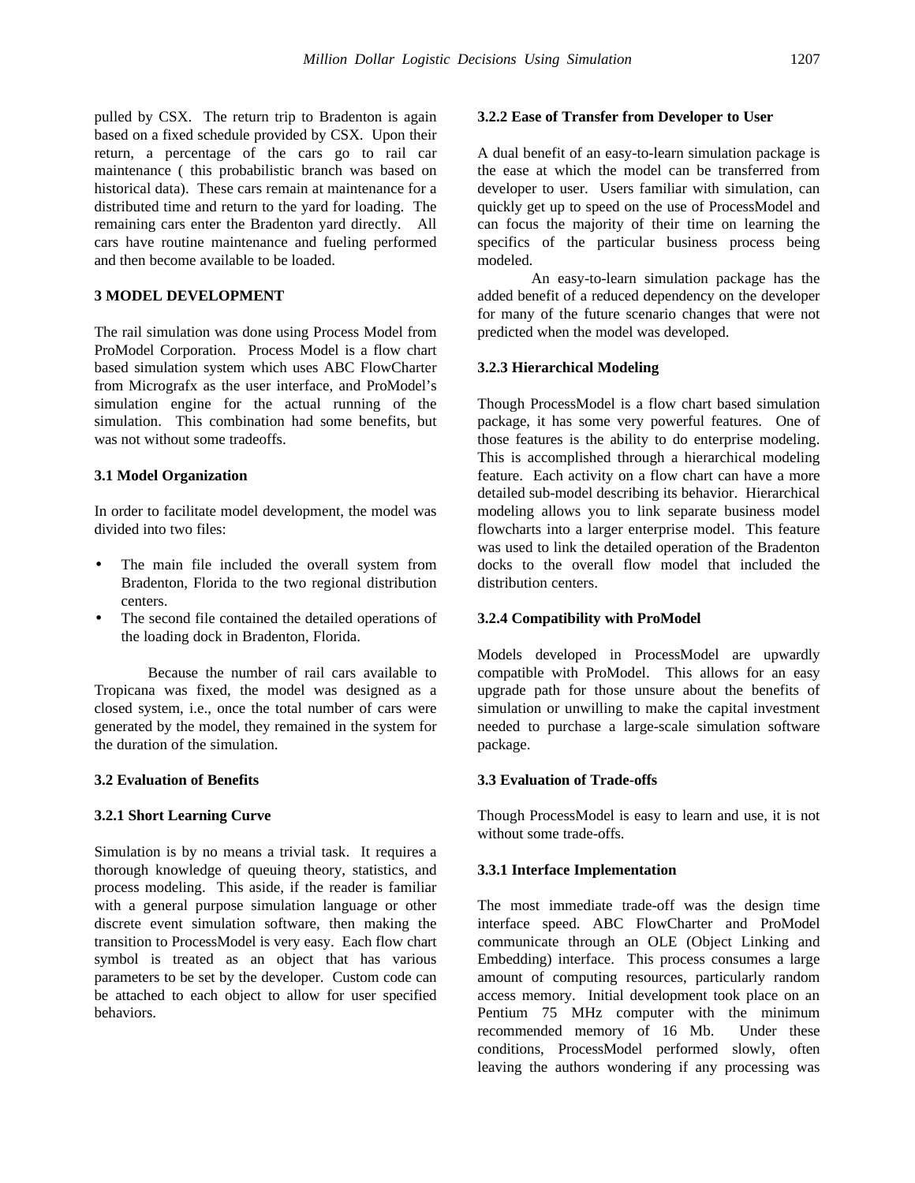pulled by CSX. The return trip to Bradenton is again based on a fixed schedule provided by CSX. Upon their return, a percentage of the cars go to rail car maintenance ( this probabilistic branch was based on historical data). These cars remain at maintenance for a distributed time and return to the yard for loading. The remaining cars enter the Bradenton yard directly. All cars have routine maintenance and fueling performed and then become available to be loaded.

## 3 MODEL DEVELOPMENT

The rail simulation was done using Process Model from ProModel Corporation. Process Model is a flow chart based simulation system which uses ABC FlowCharter from Micrografx as the user interface, and ProModel's simulation engine for the actual running of the simulation. This combination had some benefits, but was not without some tradeoffs.

### 3.1 Model Organization

In order to facilitate model development, the model was divided into two files:

- The main file included the overall system from Bradenton, Florida to the two regional distribution centers.
- The second file contained the detailed operations of the loading dock in Bradenton, Florida.

Because the number of rail cars available to Tropicana was fixed, the model was designed as a closed system, i.e., once the total number of cars were generated by the model, they remained in the system for the duration of the simulation.

### 3.2 Evaluation of Benefits

#### 3.2.1 Short Learning Curve

Simulation is by no means a trivial task. It requires a thorough knowledge of queuing theory, statistics, and process modeling. This aside, if the reader is familiar with a general purpose simulation language or other discrete event simulation software, then making the transition to ProcessModel is very easy. Each flow chart symbol is treated as an object that has various parameters to be set by the developer. Custom code can be attached to each object to allow for user specified behaviors.

#### 3.2.2 Ease of Transfer from Developer to User

A dual benefit of an easy-to-learn simulation package is the ease at which the model can be transferred from developer to user. Users familiar with simulation, can quickly get up to speed on the use of ProcessModel and can focus the majority of their time on learning the specifics of the particular business process being modeled.

An easy-to-learn simulation package has the added benefit of a reduced dependency on the developer for many of the future scenario changes that were not predicted when the model was developed.

#### 3.2.3 Hierarchical Modeling

Though ProcessModel is a flow chart based simulation package, it has some very powerful features. One of those features is the ability to do enterprise modeling. This is accomplished through a hierarchical modeling feature. Each activity on a flow chart can have a more detailed sub-model describing its behavior. Hierarchical modeling allows you to link separate business model flowcharts into a larger enterprise model. This feature was used to link the detailed operation of the Bradenton docks to the overall flow model that included the distribution centers.

#### 3.2.4 Compatibility with ProModel

Models developed in ProcessModel are upwardly compatible with ProModel. This allows for an easy upgrade path for those unsure about the benefits of simulation or unwilling to make the capital investment needed to purchase a large-scale simulation software package.

### 3.3 Evaluation of Trade-offs

Though ProcessModel is easy to learn and use, it is not without some trade-offs.

#### 3.3.1 Interface Implementation

The most immediate trade-off was the design time interface speed. ABC FlowCharter and ProModel communicate through an OLE (Object Linking and Embedding) interface. This process consumes a large amount of computing resources, particularly random access memory. Initial development took place on an Pentium 75 MHz computer with the minimum recommended memory of 16 Mb. Under these conditions, ProcessModel performed slowly, often leaving the authors wondering if any processing was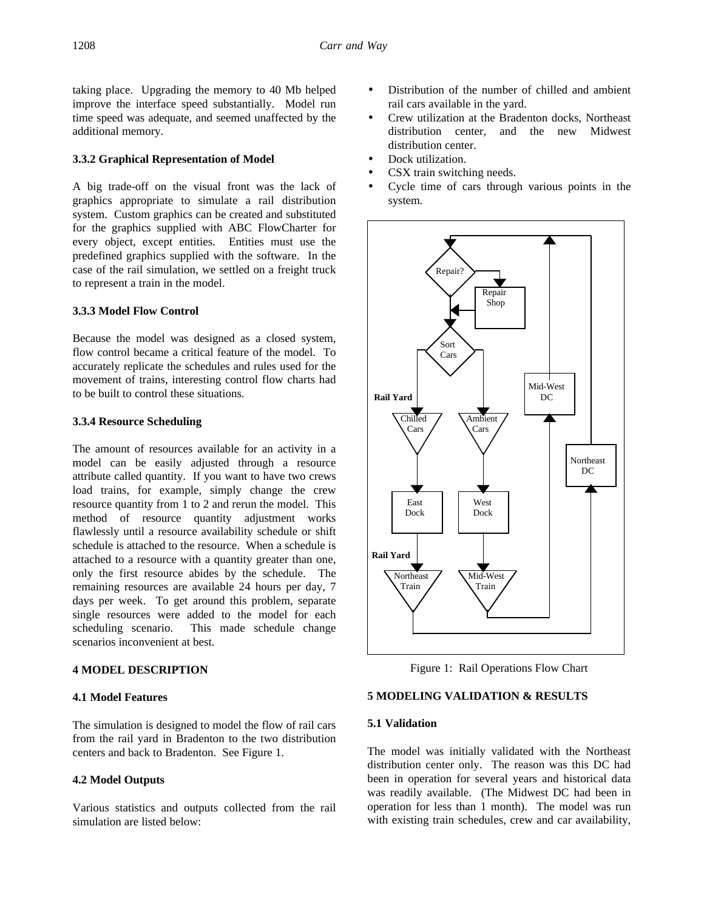taking place. Upgrading the memory to 40 Mb helped improve the interface speed substantially. Model run time speed was adequate, and seemed unaffected by the additional memory.

### 3.3.2 Graphical Representation of Model

A big trade-off on the visual front was the lack of graphics appropriate to simulate a rail distribution system. Custom graphics can be created and substituted for the graphics supplied with ABC FlowCharter for every object, except entities. Entities must use the predefined graphics supplied with the software. In the case of the rail simulation, we settled on a freight truck to represent a train in the model.

### 3.3.3 Model Flow Control

Because the model was designed as a closed system, flow control became a critical feature of the model. To accurately replicate the schedules and rules used for the movement of trains, interesting control flow charts had to be built to control these situations.

### 3.3.4 Resource Scheduling

The amount of resources available for an activity in a model can be easily adjusted through a resource attribute called quantity. If you want to have two crews load trains, for example, simply change the crew resource quantity from 1 to 2 and rerun the model. This method of resource quantity adjustment works flawlessly until a resource availability schedule or shift schedule is attached to the resource. When a schedule is attached to a resource with a quantity greater than one, only the first resource abides by the schedule. The remaining resources are available 24 hours per day, 7 days per week. To get around this problem, separate single resources were added to the model for each scheduling scenario. This made schedule change scenarios inconvenient at best.

## 4 MODEL DESCRIPTION

### 4.1 Model Features

The simulation is designed to model the flow of rail cars from the rail yard in Bradenton to the two distribution centers and back to Bradenton. See Figure 1.

### 4.2 Model Outputs

Various statistics and outputs collected from the rail simulation are listed below:

- Distribution of the number of chilled and ambient rail cars available in the yard.
- Crew utilization at the Bradenton docks, Northeast distribution center, and the new Midwest distribution center.
- Dock utilization.
- CSX train switching needs.
- Cycle time of cars through various points in the system.

Figure 1: Rail Operations Flow Chart

## 5 MODELING VALIDATION & RESULTS

### 5.1 Validation

The model was initially validated with the Northeast distribution center only. The reason was this DC had been in operation for several years and historical data was readily available. (The Midwest DC had been in operation for less than 1 month). The model was run with existing train schedules, crew and car availability,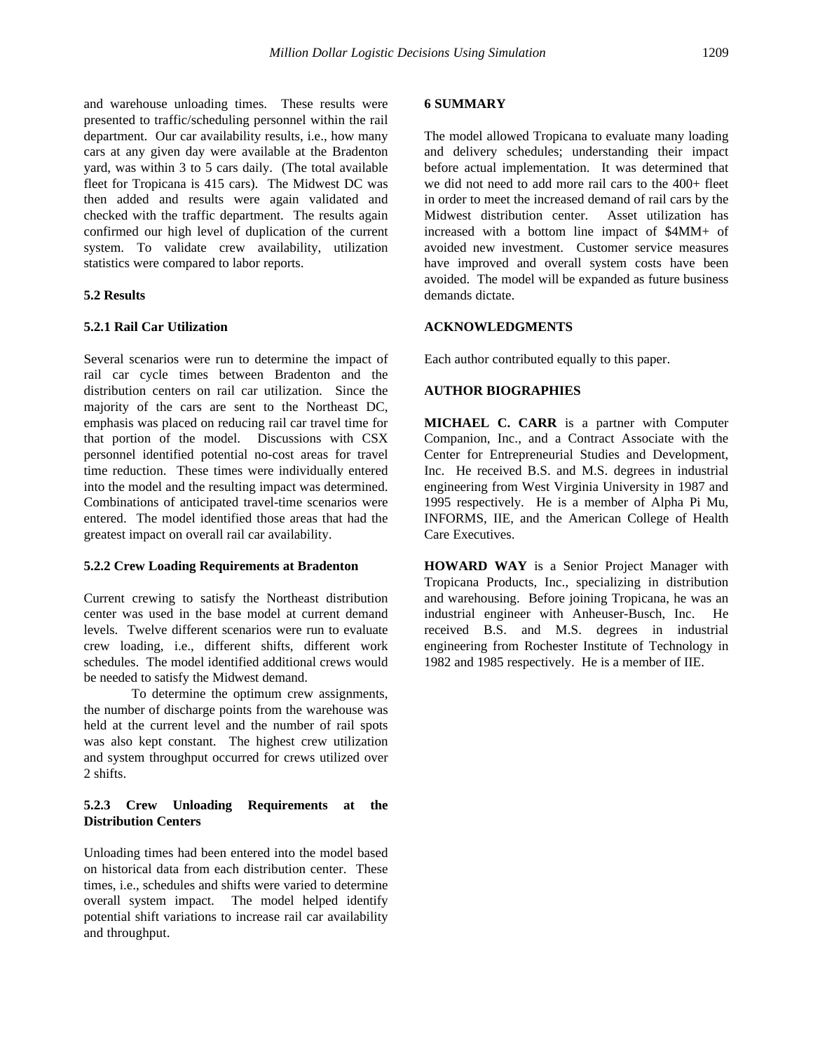and warehouse unloading times. These results were presented to traffic/scheduling personnel within the rail department. Our car availability results, i.e., how many cars at any given day were available at the Bradenton yard, was within 3 to 5 cars daily. (The total available fleet for Tropicana is 415 cars). The Midwest DC was then added and results were again validated and checked with the traffic department. The results again confirmed our high level of duplication of the current system. To validate crew availability, utilization statistics were compared to labor reports.

### 5.2 Results

#### 5.2.1 Rail Car Utilization

Several scenarios were run to determine the impact of rail car cycle times between Bradenton and the distribution centers on rail car utilization. Since the majority of the cars are sent to the Northeast DC, emphasis was placed on reducing rail car travel time for that portion of the model. Discussions with CSX personnel identified potential no-cost areas for travel time reduction. These times were individually entered into the model and the resulting impact was determined. Combinations of anticipated travel-time scenarios were entered. The model identified those areas that had the greatest impact on overall rail car availability.

#### 5.2.2 Crew Loading Requirements at Bradenton

Current crewing to satisfy the Northeast distribution center was used in the base model at current demand levels. Twelve different scenarios were run to evaluate crew loading, i.e., different shifts, different work schedules. The model identified additional crews would be needed to satisfy the Midwest demand.

To determine the optimum crew assignments, the number of discharge points from the warehouse was held at the current level and the number of rail spots was also kept constant. The highest crew utilization and system throughput occurred for crews utilized over 2 shifts.

#### 5.2.3 Crew Unloading Requirements at the Distribution Centers

Unloading times had been entered into the model based on historical data from each distribution center. These times, i.e., schedules and shifts were varied to determine overall system impact. The model helped identify potential shift variations to increase rail car availability and throughput.

## 6 SUMMARY

The model allowed Tropicana to evaluate many loading and delivery schedules; understanding their impact before actual implementation. It was determined that we did not need to add more rail cars to the 400+ fleet in order to meet the increased demand of rail cars by the Midwest distribution center. Asset utilization has increased with a bottom line impact of $4MM+ of avoided new investment. Customer service measures have improved and overall system costs have been avoided. The model will be expanded as future business demands dictate.

## ACKNOWLEDGMENTS

Each author contributed equally to this paper.

## AUTHOR BIOGRAPHIES

**MICHAEL C. CARR** is a partner with Computer Companion, Inc., and a Contract Associate with the Center for Entrepreneurial Studies and Development, Inc. He received B.S. and M.S. degrees in industrial engineering from West Virginia University in 1987 and 1995 respectively. He is a member of Alpha Pi Mu, INFORMS, IIE, and the American College of Health Care Executives.

**HOWARD WAY** is a Senior Project Manager with Tropicana Products, Inc., specializing in distribution and warehousing. Before joining Tropicana, he was an industrial engineer with Anheuser-Busch, Inc. He received B.S. and M.S. degrees in industrial engineering from Rochester Institute of Technology in 1982 and 1985 respectively. He is a member of IIE.